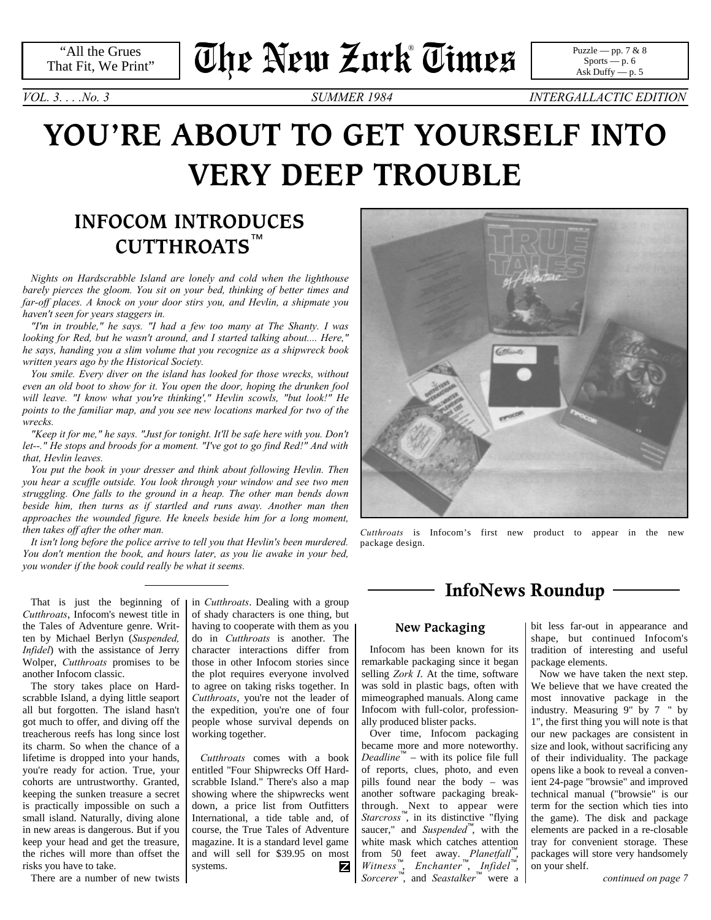"All the Grues That Fit, We Print"

# The New Zork Times®

Puzzle — pp. 7 & 8
Sports — p. 6
Ask Duffy — p. 5

*VOL. 3. . . .No. 3* *SUMMER 1984* *INTERGALLACTIC EDITION*

# YOU'RE ABOUT TO GET YOURSELF INTO VERY DEEP TROUBLE

## INFOCOM INTRODUCES CUTTHROATS™

*Nights on Hardscrabble Island are lonely and cold when the lighthouse barely pierces the gloom. You sit on your bed, thinking of better times and far-off places. A knock on your door stirs you, and Hevlin, a shipmate you haven't seen for years staggers in.*

*"I'm in trouble," he says. "I had a few too many at The Shanty. I was looking for Red, but he wasn't around, and I started talking about.... Here," he says, handing you a slim volume that you recognize as a shipwreck book written years ago by the Historical Society.*

*You smile. Every diver on the island has looked for those wrecks, without even an old boot to show for it. You open the door, hoping the drunken fool will leave. "I know what you're thinking'," Hevlin scowls, "but look!" He points to the familiar map, and you see new locations marked for two of the wrecks.*

*"Keep it for me," he says. "Just for tonight. It'll be safe here with you. Don't let--." He stops and broods for a moment. "I've got to go find Red!" And with that, Hevlin leaves.*

*You put the book in your dresser and think about following Hevlin. Then you hear a scuffle outside. You look through your window and see two men struggling. One falls to the ground in a heap. The other man bends down beside him, then turns as if startled and runs away. Another man then approaches the wounded figure. He kneels beside him for a long moment, then takes off after the other man.*

*It isn't long before the police arrive to tell you that Hevlin's been murdered. You don't mention the book, and hours later, as you lie awake in your bed, you wonder if the book could really be what it seems.*

*Cutthroats* is Infocom's first new product to appear in the new package design.

---

That is just the beginning of *Cutthroats*, Infocom's newest title in the Tales of Adventure genre. Written by Michael Berlyn (*Suspended, Infidel*) with the assistance of Jerry Wolper, *Cutthroats* promises to be another Infocom classic.

The story takes place on Hardscrabble Island, a dying little seaport all but forgotten. The island hasn't got much to offer, and diving off the treacherous reefs has long since lost its charm. So when the chance of a lifetime is dropped into your hands, you're ready for action. True, your cohorts are untrustworthy. Granted, keeping the sunken treasure a secret is practically impossible on such a small island. Naturally, diving alone in new areas is dangerous. But if you keep your head and get the treasure, the riches will more than offset the risks you have to take.

There are a number of new twists in *Cutthroats*. Dealing with a group of shady characters is one thing, but having to cooperate with them as you do in *Cutthroats* is another. The character interactions differ from those in other Infocom stories since the plot requires everyone involved to agree on taking risks together. In *Cutthroats*, you're not the leader of the expedition, you're one of four people whose survival depends on working together.

*Cutthroats* comes with a book entitled "Four Shipwrecks Off Hardscrabble Island." There's also a map showing where the shipwrecks went down, a price list from Outfitters International, a tide table and, of course, the True Tales of Adventure magazine. It is a standard level game and will sell for $39.95 on most systems.

## InfoNews Roundup

### New Packaging

Infocom has been known for its remarkable packaging since it began selling *Zork I*. At the time, software was sold in plastic bags, often with mimeographed manuals. Along came Infocom with full-color, professionally produced blister packs.

Over time, Infocom packaging became more and more noteworthy. *Deadline*™ – with its police file full of reports, clues, photo, and even pills found near the body – was another software packaging breakthrough. Next to appear were *Starcross*™, in its distinctive "flying saucer," and *Suspended*™, with the white mask which catches attention from 50 feet away. *Planetfall*™, *Witness*™, *Enchanter*™, *Infidel*™, *Sorcerer*™, and *Seastalker*™ were a bit less far-out in appearance and shape, but continued Infocom's tradition of interesting and useful package elements.

Now we have taken the next step. We believe that we have created the most innovative package in the industry. Measuring 9" by 7 " by 1", the first thing you will note is that our new packages are consistent in size and look, without sacrificing any of their individuality. The package opens like a book to reveal a convenient 24-page "browsie" and improved technical manual ("browsie" is our term for the section which ties into the game). The disk and package elements are packed in a re-closable tray for convenient storage. These packages will store very handsomely on your shelf.

*continued on page 7*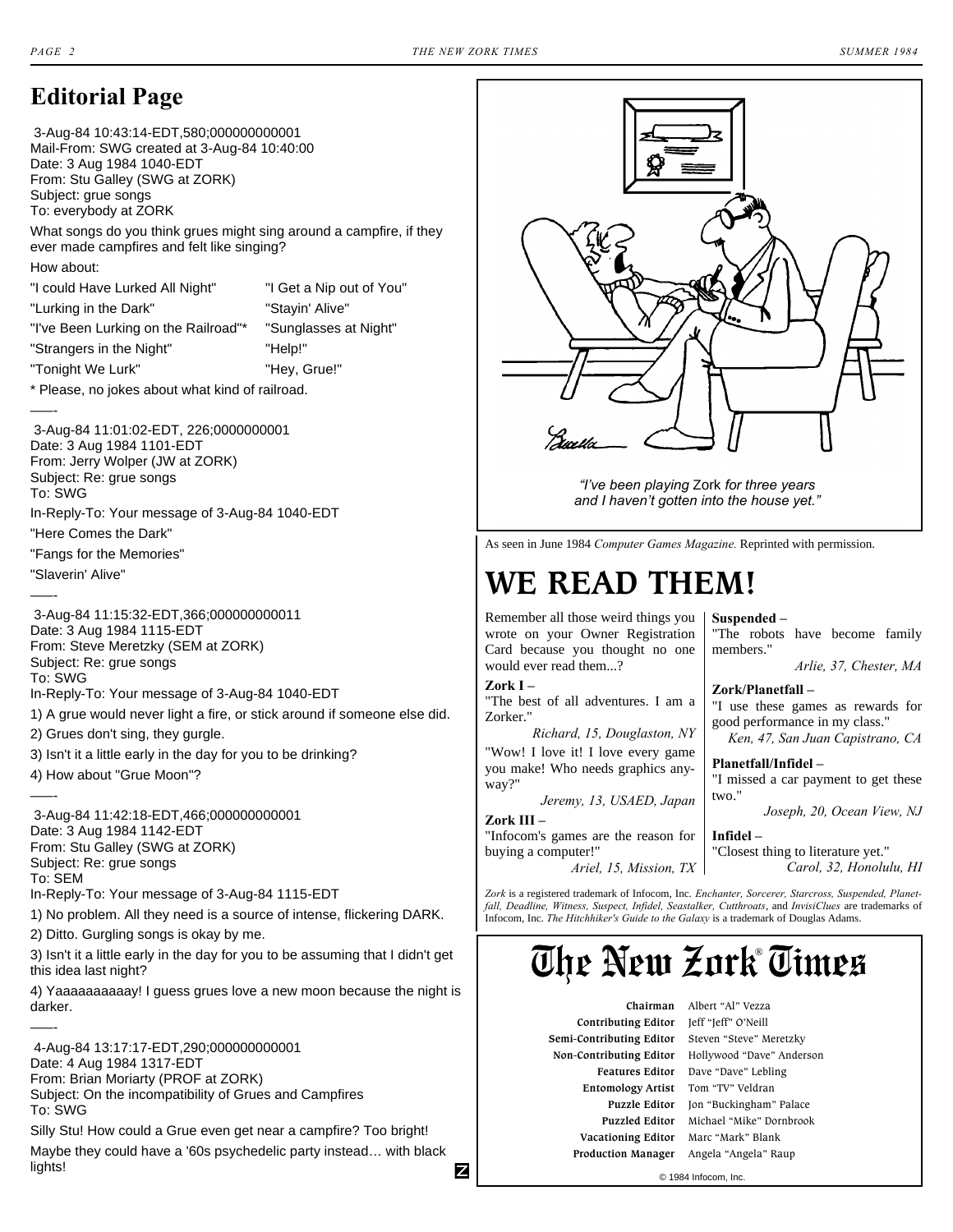## Editorial Page

3-Aug-84 10:43:14-EDT,580;000000000001
Mail-From: SWG created at 3-Aug-84 10:40:00
Date: 3 Aug 1984 1040-EDT
From: Stu Galley (SWG at ZORK)
Subject: grue songs
To: everybody at ZORK

What songs do you think grues might sing around a campfire, if they ever made campfires and felt like singing?

How about:

"I could Have Lurked All Night"
"Lurking in the Dark"
"I've Been Lurking on the Railroad"*
"Strangers in the Night"
"Tonight We Lurk"
"I Get a Nip out of You"
"Stayin' Alive"
"Sunglasses at Night"
"Help!"
"Hey, Grue!"

* Please, no jokes about what kind of railroad.

----

3-Aug-84 11:01:02-EDT, 226;0000000001
Date: 3 Aug 1984 1101-EDT
From: Jerry Wolper (JW at ZORK)
Subject: Re: grue songs
To: SWG
In-Reply-To: Your message of 3-Aug-84 1040-EDT

"Here Comes the Dark"

"Fangs for the Memories"

"Slaverin' Alive"

----

3-Aug-84 11:15:32-EDT,366;000000000011
Date: 3 Aug 1984 1115-EDT
From: Steve Meretzky (SEM at ZORK)
Subject: Re: grue songs
To: SWG
In-Reply-To: Your message of 3-Aug-84 1040-EDT

1) A grue would never light a fire, or stick around if someone else did.

2) Grues don't sing, they gurgle.

3) Isn't it a little early in the day for you to be drinking?

4) How about "Grue Moon"?

----

3-Aug-84 11:42:18-EDT,466;000000000001
Date: 3 Aug 1984 1142-EDT
From: Stu Galley (SWG at ZORK)
Subject: Re: grue songs
To: SEM
In-Reply-To: Your message of 3-Aug-84 1115-EDT

1) No problem. All they need is a source of intense, flickering DARK.

2) Ditto. Gurgling songs is okay by me.

3) Isn't it a little early in the day for you to be assuming that I didn't get this idea last night?

4) Yaaaaaaaaaay! I guess grues love a new moon because the night is darker.

----

4-Aug-84 13:17:17-EDT,290;000000000001
Date: 4 Aug 1984 1317-EDT
From: Brian Moriarty (PROF at ZORK)
Subject: On the incompatibility of Grues and Campfires
To: SWG

Silly Stu! How could a Grue even get near a campfire? Too bright!

Maybe they could have a '60s psychedelic party instead… with black lights!

*"I've been playing* Zork *for three years and I haven't gotten into the house yet."*

As seen in June 1984 *Computer Games Magazine.* Reprinted with permission.

## WE READ THEM!

Remember all those weird things you wrote on your Owner Registration Card because you thought no one would ever read them...?

**Zork I –**
"The best of all adventures. I am a Zorker."
*Richard, 15, Douglaston, NY*

"Wow! I love it! I love every game you make! Who needs graphics anyway?"
*Jeremy, 13, USAED, Japan*

**Zork III –**
"Infocom's games are the reason for buying a computer!"
*Ariel, 15, Mission, TX*

**Suspended –**
"The robots have become family members."
*Arlie, 37, Chester, MA*

**Zork/Planetfall –**
"I use these games as rewards for good performance in my class."
*Ken, 47, San Juan Capistrano, CA*

**Planetfall/Infidel –**
"I missed a car payment to get these two."
*Joseph, 20, Ocean View, NJ*

**Infidel –**
"Closest thing to literature yet."
*Carol, 32, Honolulu, HI*

*Zork* is a registered trademark of Infocom, Inc. *Enchanter, Sorcerer, Starcross, Suspended, Planetfall, Deadline, Witness, Suspect, Infidel, Seastalker, Cutthroats*, and *InvisiClues* are trademarks of Infocom, Inc. *The Hitchhiker's Guide to the Galaxy* is a trademark of Douglas Adams.

## The New Zork® Times

| | |
|---|---|
| **Chairman** | Albert "Al" Vezza |
| **Contributing Editor** | Jeff "Jeff" O'Neill |
| **Semi-Contributing Editor** | Steven "Steve" Meretzky |
| **Non-Contributing Editor** | Hollywood "Dave" Anderson |
| **Features Editor** | Dave "Dave" Lebling |
| **Entomology Artist** | Tom "TV" Veldran |
| **Puzzle Editor** | Jon "Buckingham" Palace |
| **Puzzled Editor** | Michael "Mike" Dornbrook |
| **Vacationing Editor** | Marc "Mark" Blank |
| **Production Manager** | Angela "Angela" Raup |

© 1984 Infocom, Inc.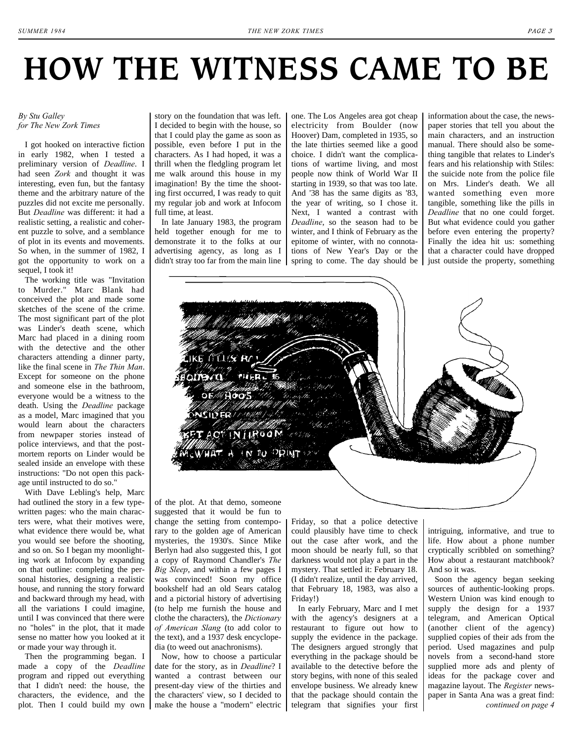# HOW THE WITNESS CAME TO BE

*By Stu Galley*
*for The New Zork Times*

I got hooked on interactive fiction in early 1982, when I tested a preliminary version of *Deadline*. I had seen *Zork* and thought it was interesting, even fun, but the fantasy theme and the arbitrary nature of the puzzles did not excite me personally. But *Deadline* was different: it had a realistic setting, a realistic and coherent puzzle to solve, and a semblance of plot in its events and movements. So when, in the summer of 1982, I got the opportunity to work on a sequel, I took it!

The working title was "Invitation to Murder." Marc Blank had conceived the plot and made some sketches of the scene of the crime. The most significant part of the plot was Linder's death scene, which Marc had placed in a dining room with the detective and the other characters attending a dinner party, like the final scene in *The Thin Man*. Except for someone on the phone and someone else in the bathroom, everyone would be a witness to the death. Using the *Deadline* package as a model, Marc imagined that you would learn about the characters from newpaper stories instead of police interviews, and that the post-mortem reports on Linder would be sealed inside an envelope with these instructions: "Do not open this package until instructed to do so."

With Dave Lebling's help, Marc had outlined the story in a few typewritten pages: who the main characters were, what their motives were, what evidence there would be, what you would see before the shooting, and so on. So I began my moonlighting work at Infocom by expanding on that outline: completing the personal histories, designing a realistic house, and running the story forward and backward through my head, with all the variations I could imagine, until I was convinced that there were no "holes" in the plot, that it made sense no matter how you looked at it or made your way through it.

Then the programming began. I made a copy of the *Deadline* program and ripped out everything that I didn't need: the house, the characters, the evidence, and the plot. Then I could build my own story on the foundation that was left. I decided to begin with the house, so that I could play the game as soon as possible, even before I put in the characters. As I had hoped, it was a thrill when the fledgling program let me walk around this house in my imagination! By the time the shooting first occurred, I was ready to quit my regular job and work at Infocom full time, at least.

In late January 1983, the program held together enough for me to demonstrate it to the folks at our advertising agency, as long as I didn't stray too far from the main line of the plot. At that demo, someone suggested that it would be fun to change the setting from contemporary to the golden age of American mysteries, the 1930's. Since Mike Berlyn had also suggested this, I got a copy of Raymond Chandler's *The Big Sleep*, and within a few pages I was convinced! Soon my office bookshelf had an old Sears catalog and a pictorial history of advertising (to help me furnish the house and clothe the characters), the *Dictionary of American Slang* (to add color to the text), and a 1937 desk encyclopedia (to weed out anachronisms).

Now, how to choose a particular date for the story, as in *Deadline*? I wanted a contrast between our present-day view of the thirties and the characters' view, so I decided to make the house a "modern" electric one. The Los Angeles area got cheap electricity from Boulder (now Hoover) Dam, completed in 1935, so the late thirties seemed like a good choice. I didn't want the complications of wartime living, and most people now think of World War II starting in 1939, so that was too late. And '38 has the same digits as '83, the year of writing, so I chose it. Next, I wanted a contrast with *Deadline*, so the season had to be winter, and I think of February as the epitome of winter, with no connotations of New Year's Day or the spring to come. The day should be Friday, so that a police detective could plausibly have time to check out the case after work, and the moon should be nearly full, so that darkness would not play a part in the mystery. That settled it: February 18. (I didn't realize, until the day arrived, that February 18, 1983, was also a Friday!)

In early February, Marc and I met with the agency's designers at a restaurant to figure out how to supply the evidence in the package. The designers argued strongly that everything in the package should be available to the detective before the story begins, with none of this sealed envelope business. We already knew that the package should contain the telegram that signifies your first information about the case, the newspaper stories that tell you about the main characters, and an instruction manual. There should also be something tangible that relates to Linder's fears and his relationship with Stiles: the suicide note from the police file on Mrs. Linder's death. We all wanted something even more tangible, something like the pills in *Deadline* that no one could forget. But what evidence could you gather before even entering the property? Finally the idea hit us: something that a character could have dropped just outside the property, something intriguing, informative, and true to life. How about a phone number cryptically scribbled on something? How about a restaurant matchbook? And so it was.

Soon the agency began seeking sources of authentic-looking props. Western Union was kind enough to supply the design for a 1937 telegram, and American Optical (another client of the agency) supplied copies of their ads from the period. Used magazines and pulp novels from a second-hand store supplied more ads and plenty of ideas for the package cover and magazine layout. The *Register* newspaper in Santa Ana was a great find:

*continued on page 4*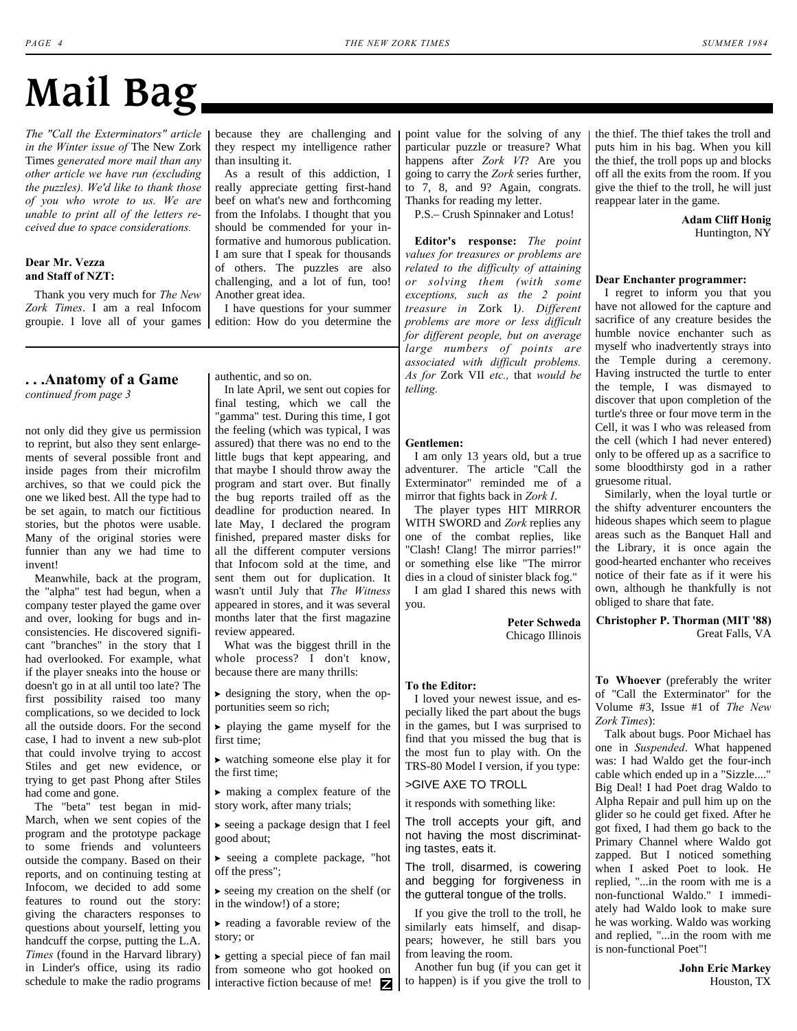# Mail Bag

*The "Call the Exterminators" article in the Winter issue of* The New Zork Times *generated more mail than any other article we have run (excluding the puzzles). We'd like to thank those of you who wrote to us. We are unable to print all of the letters received due to space considerations.*

**Dear Mr. Vezza and Staff of NZT:**

Thank you very much for *The New Zork Times*. I am a real Infocom groupie. I love all of your games because they are challenging and they respect my intelligence rather than insulting it.

As a result of this addiction, I really appreciate getting first-hand beef on what's new and forthcoming from the Infolabs. I thought that you should be commended for your informative and humorous publication. I am sure that I speak for thousands of others. The puzzles are also challenging, and a lot of fun, too! Another great idea.

I have questions for your summer edition: How do you determine the point value for the solving of any particular puzzle or treasure? What happens after *Zork VI*? Are you going to carry the *Zork* series further, to 7, 8, and 9? Again, congrats. Thanks for reading my letter.

P.S.– Crush Spinnaker and Lotus!

**Editor's response:** *The point values for treasures or problems are related to the difficulty of attaining or solving them (with some exceptions, such as the 2 point treasure in* Zork I*). Different problems are more or less difficult for different people, but on average large numbers of points are associated with difficult problems. As for* Zork VII *etc.,* that *would be telling.*

**Gentlemen:**

I am only 13 years old, but a true adventurer. The article "Call the Exterminator" reminded me of a mirror that fights back in *Zork I*.

The player types HIT MIRROR WITH SWORD and *Zork* replies any one of the combat replies, like "Clash! Clang! The mirror parries!" or something else like "The mirror dies in a cloud of sinister black fog."

I am glad I shared this news with you.

**Peter Schweda**
Chicago Illinois

**To the Editor:**

I loved your newest issue, and especially liked the part about the bugs in the games, but I was surprised to find that you missed the bug that is the most fun to play with. On the TRS-80 Model I version, if you type:

>GIVE AXE TO TROLL

it responds with something like:

The troll accepts your gift, and not having the most discriminating tastes, eats it.

The troll, disarmed, is cowering and begging for forgiveness in the gutteral tongue of the trolls.

If you give the troll to the troll, he similarly eats himself, and disappears; however, he still bars you from leaving the room.

Another fun bug (if you can get it to happen) is if you give the troll to the thief. The thief takes the troll and puts him in his bag. When you kill the thief, the troll pops up and blocks off all the exits from the room. If you give the thief to the troll, he will just reappear later in the game.

**Adam Cliff Honig**
Huntington, NY

**Dear Enchanter programmer:**

I regret to inform you that you have not allowed for the capture and sacrifice of any creature besides the humble novice enchanter such as myself who inadvertently strays into the Temple during a ceremony. Having instructed the turtle to enter the temple, I was dismayed to discover that upon completion of the turtle's three or four move term in the Cell, it was I who was released from the cell (which I had never entered) only to be offered up as a sacrifice to some bloodthirsty god in a rather gruesome ritual.

Similarly, when the loyal turtle or the shifty adventurer encounters the hideous shapes which seem to plague areas such as the Banquet Hall and the Library, it is once again the good-hearted enchanter who receives notice of their fate as if it were his own, although he thankfully is not obliged to share that fate.

**Christopher P. Thorman (MIT '88)**
Great Falls, VA

**To Whoever** (preferably the writer of "Call the Exterminator" for the Volume #3, Issue #1 of *The New Zork Times*):

Talk about bugs. Poor Michael has one in *Suspended*. What happened was: I had Waldo get the four-inch cable which ended up in a "Sizzle...." Big Deal! I had Poet drag Waldo to Alpha Repair and pull him up on the glider so he could get fixed. After he got fixed, I had them go back to the Primary Channel where Waldo got zapped. But I noticed something when I asked Poet to look. He replied, "...in the room with me is a non-functional Waldo." I immediately had Waldo look to make sure he was working. Waldo was working and replied, "...in the room with me is non-functional Poet"!

**John Eric Markey**
Houston, TX

## . . .Anatomy of a Game

*continued from page 3*

not only did they give us permission to reprint, but also they sent enlargements of several possible front and inside pages from their microfilm archives, so that we could pick the one we liked best. All the type had to be set again, to match our fictitious stories, but the photos were usable. Many of the original stories were funnier than any we had time to invent!

Meanwhile, back at the program, the "alpha" test had begun, when a company tester played the game over and over, looking for bugs and inconsistencies. He discovered significant "branches" in the story that I had overlooked. For example, what if the player sneaks into the house or doesn't go in at all until too late? The first possibility raised too many complications, so we decided to lock all the outside doors. For the second case, I had to invent a new sub-plot that could involve trying to accost Stiles and get new evidence, or trying to get past Phong after Stiles had come and gone.

The "beta" test began in mid-March, when we sent copies of the program and the prototype package to some friends and volunteers outside the company. Based on their reports, and on continuing testing at Infocom, we decided to add some features to round out the story: giving the characters responses to questions about yourself, letting you handcuff the corpse, putting the L.A. *Times* (found in the Harvard library) in Linder's office, using its radio schedule to make the radio programs authentic, and so on.

In late April, we sent out copies for final testing, which we call the "gamma" test. During this time, I got the feeling (which was typical, I was assured) that there was no end to the little bugs that kept appearing, and that maybe I should throw away the program and start over. But finally the bug reports trailed off as the deadline for production neared. In late May, I declared the program finished, prepared master disks for all the different computer versions that Infocom sold at the time, and sent them out for duplication. It wasn't until July that *The Witness* appeared in stores, and it was several months later that the first magazine review appeared.

What was the biggest thrill in the whole process? I don't know, because there are many thrills:

- designing the story, when the opportunities seem so rich;
- playing the game myself for the first time;
- watching someone else play it for the first time;
- making a complex feature of the story work, after many trials;
- seeing a package design that I feel good about;
- seeing a complete package, "hot off the press";
- seeing my creation on the shelf (or in the window!) of a store;
- reading a favorable review of the story; or
- getting a special piece of fan mail from someone who got hooked on interactive fiction because of me!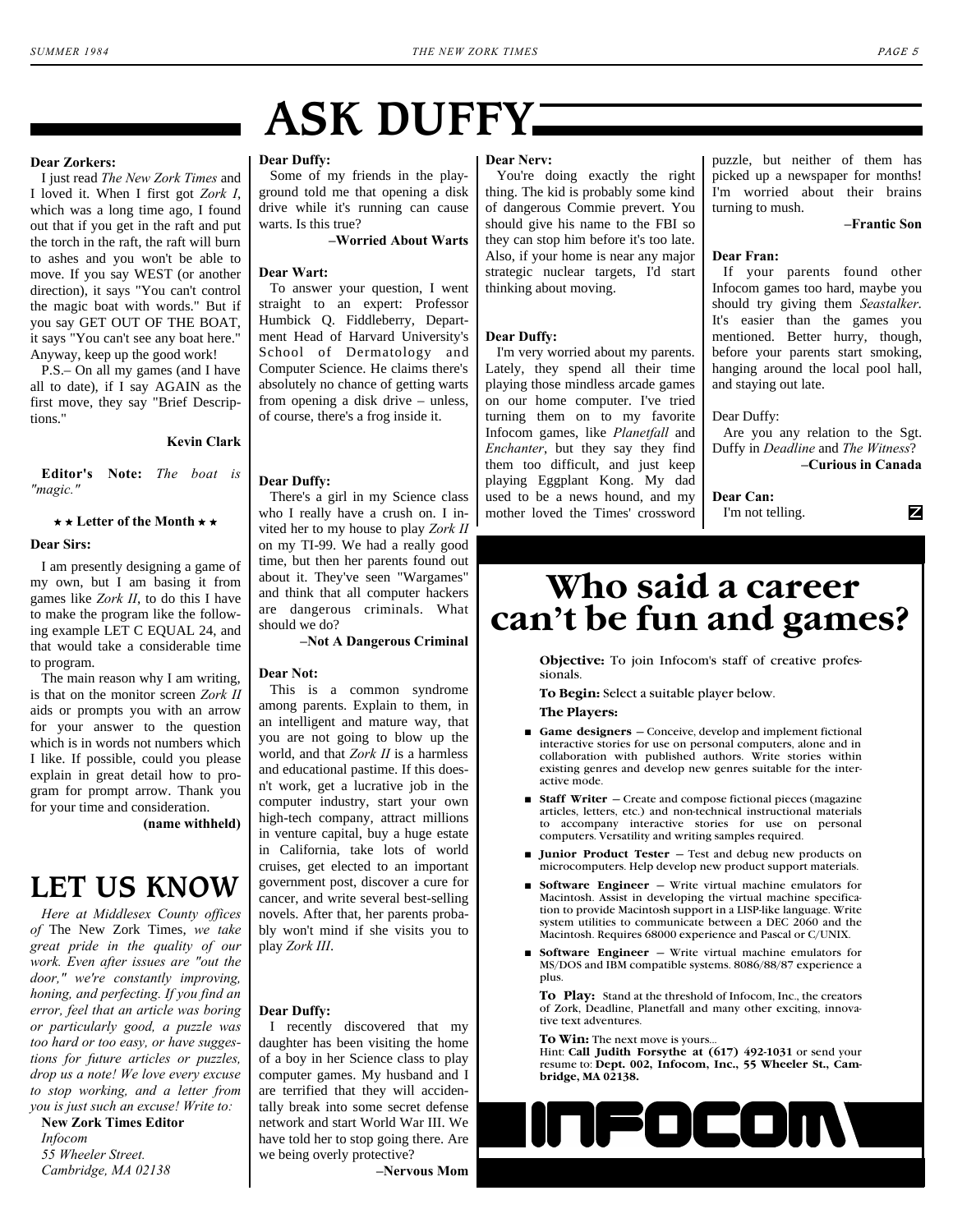# ASK DUFFY

**Dear Zorkers:**

I just read *The New Zork Times* and I loved it. When I first got *Zork I*, which was a long time ago, I found out that if you get in the raft and put the torch in the raft, the raft will burn to ashes and you won't be able to move. If you say WEST (or another direction), it says "You can't control the magic boat with words." But if you say GET OUT OF THE BOAT, it says "You can't see any boat here." Anyway, keep up the good work!

P.S.– On all my games (and I have all to date), if I say AGAIN as the first move, they say "Brief Descriptions."

**Kevin Clark**

**Editor's Note:** *The boat is "magic."*

**★★ Letter of the Month ★★**

**Dear Sirs:**

I am presently designing a game of my own, but I am basing it from games like *Zork II*, to do this I have to make the program like the following example LET C EQUAL 24, and that would take a considerable time to program.

The main reason why I am writing, is that on the monitor screen *Zork II* aids or prompts you with an arrow for your answer to the question which is in words not numbers which I like. If possible, could you please explain in great detail how to program for prompt arrow. Thank you for your time and consideration.

**(name withheld)**

## LET US KNOW

*Here at Middlesex County offices of* The New Zork Times, *we take great pride in the quality of our work. Even after issues are "out the door," we're constantly improving, honing, and perfecting. If you find an error, feel that an article was boring or particularly good, a puzzle was too hard or too easy, or have suggestions for future articles or puzzles, drop us a note! We love every excuse to stop working, and a letter from you is just such an excuse! Write to:*

**New Zork Times Editor**
*Infocom*
*55 Wheeler Street.*
*Cambridge, MA 02138*

**Dear Duffy:**

Some of my friends in the playground told me that opening a disk drive while it's running can cause warts. Is this true?

**–Worried About Warts**

**Dear Wart:**

To answer your question, I went straight to an expert: Professor Humbick Q. Fiddleberry, Department Head of Harvard University's School of Dermatology and Computer Science. He claims there's absolutely no chance of getting warts from opening a disk drive – unless, of course, there's a frog inside it.

**Dear Duffy:**

There's a girl in my Science class who I really have a crush on. I invited her to my house to play *Zork II* on my TI-99. We had a really good time, but then her parents found out about it. They've seen "Wargames" and think that all computer hackers are dangerous criminals. What should we do?

**–Not A Dangerous Criminal**

**Dear Not:**

This is a common syndrome among parents. Explain to them, in an intelligent and mature way, that you are not going to blow up the world, and that *Zork II* is a harmless and educational pastime. If this doesn't work, get a lucrative job in the computer industry, start your own high-tech company, attract millions in venture capital, buy a huge estate in California, take lots of world cruises, get elected to an important government post, discover a cure for cancer, and write several best-selling novels. After that, her parents probably won't mind if she visits you to play *Zork III*.

**Dear Duffy:**

I recently discovered that my daughter has been visiting the home of a boy in her Science class to play computer games. My husband and I are terrified that they will accidentally break into some secret defense network and start World War III. We have told her to stop going there. Are we being overly protective?

**–Nervous Mom**

**Dear Nerv:**

You're doing exactly the right thing. The kid is probably some kind of dangerous Commie prevert. You should give his name to the FBI so they can stop him before it's too late. Also, if your home is near any major strategic nuclear targets, I'd start thinking about moving.

**Dear Duffy:**

I'm very worried about my parents. Lately, they spend all their time playing those mindless arcade games on our home computer. I've tried turning them on to my favorite Infocom games, like *Planetfall* and *Enchanter*, but they say they find them too difficult, and just keep playing Eggplant Kong. My dad used to be a news hound, and my mother loved the Times' crossword puzzle, but neither of them has picked up a newspaper for months! I'm worried about their brains turning to mush.

**–Frantic Son**

**Dear Fran:**

If your parents found other Infocom games too hard, maybe you should try giving them *Seastalker*. It's easier than the games you mentioned. Better hurry, though, before your parents start smoking, hanging around the local pool hall, and staying out late.

Dear Duffy:

Are you any relation to the Sgt. Duffy in *Deadline* and *The Witness*?

**–Curious in Canada**

**Dear Can:**

I'm not telling.

# Who said a career can't be fun and games?

**Objective:** To join Infocom's staff of creative professionals.

**To Begin:** Select a suitable player below.

**The Players:**

- **Game designers** – Conceive, develop and implement fictional interactive stories for use on personal computers, alone and in collaboration with published authors. Write stories within existing genres and develop new genres suitable for the interactive mode.
- **Staff Writer** – Create and compose fictional pieces (magazine articles, letters, etc.) and non-technical instructional materials to accompany interactive stories for use on personal computers. Versatility and writing samples required.
- **Junior Product Tester** – Test and debug new products on microcomputers. Help develop new product support materials.
- **Software Engineer** – Write virtual machine emulators for Macintosh. Assist in developing the virtual machine specification to provide Macintosh support in a LISP-like language. Write system utilities to communicate between a DEC 2060 and the Macintosh. Requires 68000 experience and Pascal or C/UNIX.
- **Software Engineer** – Write virtual machine emulators for MS/DOS and IBM compatible systems. 8086/88/87 experience a plus.

**To Play:** Stand at the threshold of Infocom, Inc., the creators of Zork, Deadline, Planetfall and many other exciting, innovative text adventures.

**To Win:** The next move is yours...
Hint: **Call Judith Forsythe at (617) 492-1031** or send your resume to: **Dept. 002, Infocom, Inc., 55 Wheeler St., Cambridge, MA 02138.**

**INFOCOM**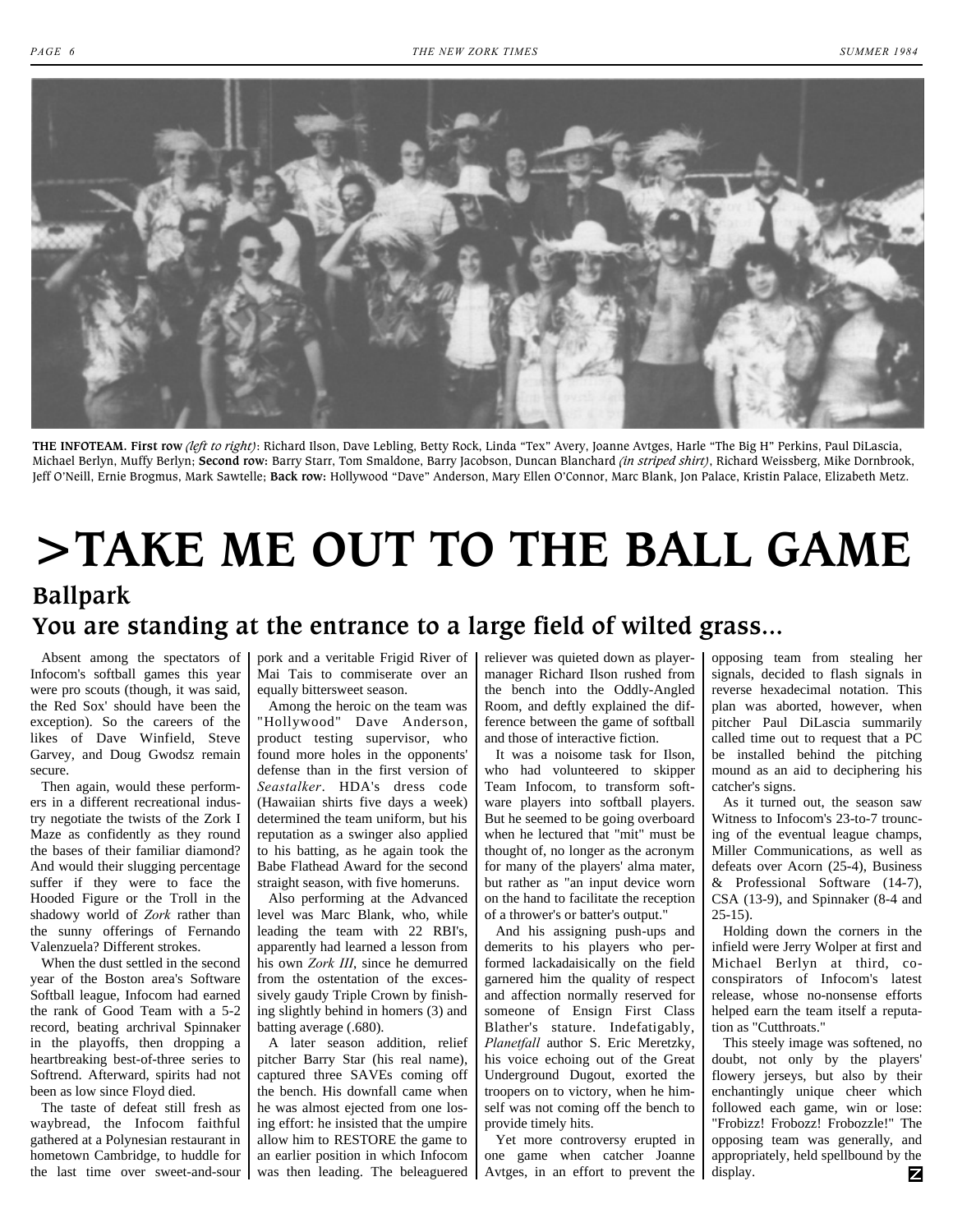**THE INFOTEAM. First row** *(left to right)*: Richard Ilson, Dave Lebling, Betty Rock, Linda "Tex" Avery, Joanne Avtges, Harle "The Big H" Perkins, Paul DiLascia, Michael Berlyn, Muffy Berlyn; **Second row:** Barry Starr, Tom Smaldone, Barry Jacobson, Duncan Blanchard *(in striped shirt)*, Richard Weissberg, Mike Dornbrook, Jeff O'Neill, Ernie Brogmus, Mark Sawtelle; **Back row:** Hollywood "Dave" Anderson, Mary Ellen O'Connor, Marc Blank, Jon Palace, Kristin Palace, Elizabeth Metz.

# >TAKE ME OUT TO THE BALL GAME

## Ballpark

### You are standing at the entrance to a large field of wilted grass...

Absent among the spectators of Infocom's softball games this year were pro scouts (though, it was said, the Red Sox' should have been the exception). So the careers of the likes of Dave Winfield, Steve Garvey, and Doug Gwodsz remain secure.

Then again, would these performers in a different recreational industry negotiate the twists of the Zork I Maze as confidently as they round the bases of their familiar diamond? And would their slugging percentage suffer if they were to face the Hooded Figure or the Troll in the shadowy world of *Zork* rather than the sunny offerings of Fernando Valenzuela? Different strokes.

When the dust settled in the second year of the Boston area's Software Softball league, Infocom had earned the rank of Good Team with a 5-2 record, beating archrival Spinnaker in the playoffs, then dropping a heartbreaking best-of-three series to Softrend. Afterward, spirits had not been as low since Floyd died.

The taste of defeat still fresh as waybread, the Infocom faithful gathered at a Polynesian restaurant in hometown Cambridge, to huddle for the last time over sweet-and-sour pork and a veritable Frigid River of Mai Tais to commiserate over an equally bittersweet season.

Among the heroic on the team was "Hollywood" Dave Anderson, product testing supervisor, who found more holes in the opponents' defense than in the first version of *Seastalker*. HDA's dress code (Hawaiian shirts five days a week) determined the team uniform, but his reputation as a swinger also applied to his batting, as he again took the Babe Flathead Award for the second straight season, with five homeruns.

Also performing at the Advanced level was Marc Blank, who, while leading the team with 22 RBI's, apparently had learned a lesson from his own *Zork III*, since he demurred from the ostentation of the excessively gaudy Triple Crown by finishing slightly behind in homers (3) and batting average (.680).

A later season addition, relief pitcher Barry Star (his real name), captured three SAVEs coming off the bench. His downfall came when he was almost ejected from one losing effort: he insisted that the umpire allow him to RESTORE the game to an earlier position in which Infocom was then leading. The beleaguered reliever was quieted down as player-manager Richard Ilson rushed from the bench into the Oddly-Angled Room, and deftly explained the difference between the game of softball and those of interactive fiction.

It was a noisome task for Ilson, who had volunteered to skipper Team Infocom, to transform software players into softball players. But he seemed to be going overboard when he lectured that "mit" must be thought of, no longer as the acronym for many of the players' alma mater, but rather as "an input device worn on the hand to facilitate the reception of a thrower's or batter's output."

And his assigning push-ups and demerits to his players who performed lackadaisically on the field garnered him the quality of respect and affection normally reserved for someone of Ensign First Class Blather's stature. Indefatigably, *Planetfall* author S. Eric Meretzky, his voice echoing out of the Great Underground Dugout, exorted the troopers on to victory, when he himself was not coming off the bench to provide timely hits.

Yet more controversy erupted in one game when catcher Joanne Avtges, in an effort to prevent the opposing team from stealing her signals, decided to flash signals in reverse hexadecimal notation. This plan was aborted, however, when pitcher Paul DiLascia summarily called time out to request that a PC be installed behind the pitching mound as an aid to deciphering his catcher's signs.

As it turned out, the season saw Witness to Infocom's 23-to-7 trouncing of the eventual league champs, Miller Communications, as well as defeats over Acorn (25-4), Business & Professional Software (14-7), CSA (13-9), and Spinnaker (8-4 and 25-15).

Holding down the corners in the infield were Jerry Wolper at first and Michael Berlyn at third, co-conspirators of Infocom's latest release, whose no-nonsense efforts helped earn the team itself a reputation as "Cutthroats."

This steely image was softened, no doubt, not only by the players' flowery jerseys, but also by their enchantingly unique cheer which followed each game, win or lose: "Frobizz! Frobozz! Frobozzle!" The opposing team was generally, and appropriately, held spellbound by the display.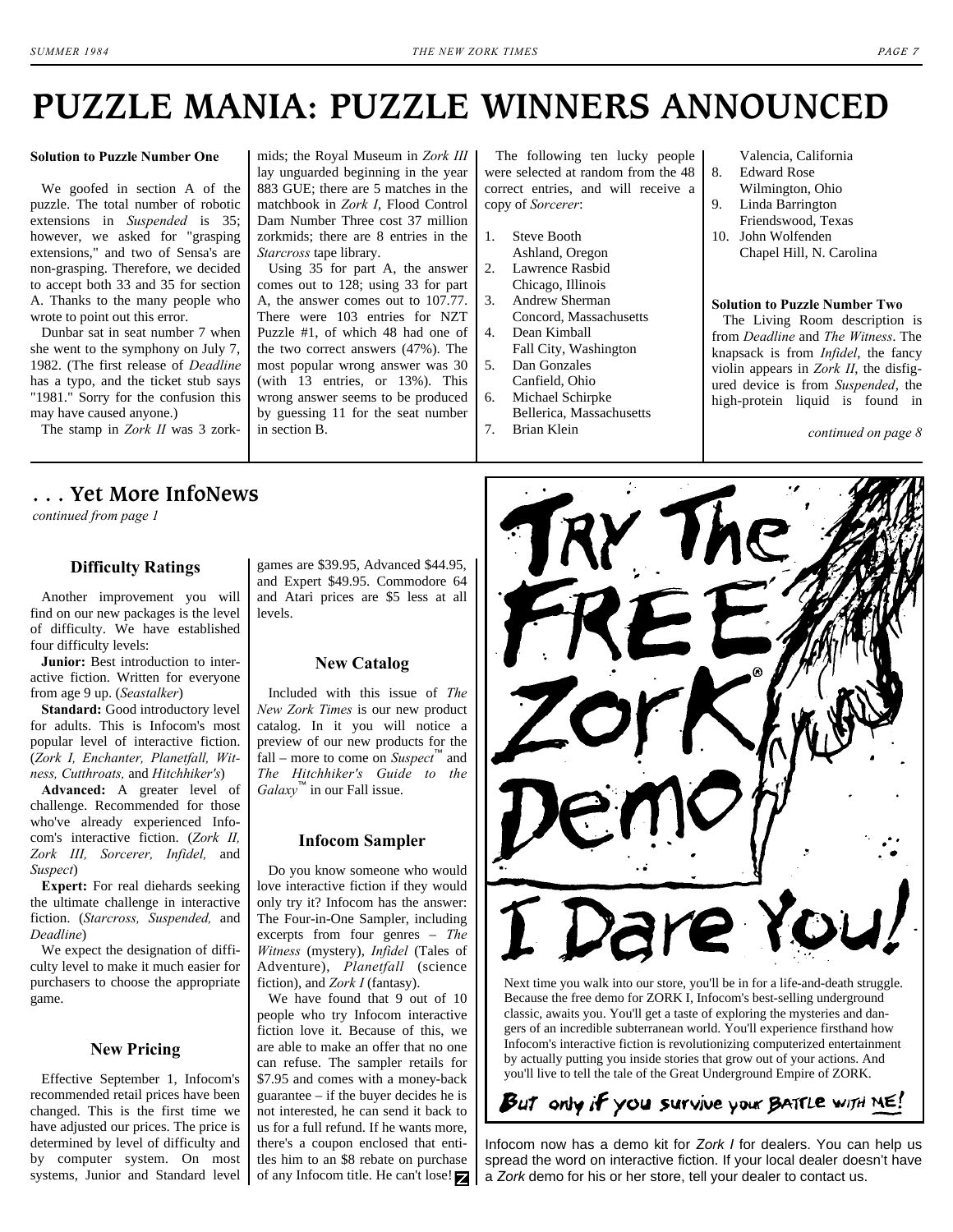# PUZZLE MANIA: PUZZLE WINNERS ANNOUNCED

**Solution to Puzzle Number One**

We goofed in section A of the puzzle. The total number of robotic extensions in *Suspended* is 35; however, we asked for "grasping extensions," and two of Sensa's are non-grasping. Therefore, we decided to accept both 33 and 35 for section A. Thanks to the many people who wrote to point out this error.

Dunbar sat in seat number 7 when she went to the symphony on July 7, 1982. (The first release of *Deadline* has a typo, and the ticket stub says "1981." Sorry for the confusion this may have caused anyone.)

The stamp in *Zork II* was 3 zorkmids; the Royal Museum in *Zork III* lay unguarded beginning in the year 883 GUE; there are 5 matches in the matchbook in *Zork I*, Flood Control Dam Number Three cost 37 million zorkmids; there are 8 entries in the *Starcross* tape library.

Using 35 for part A, the answer comes out to 128; using 33 for part A, the answer comes out to 107.77. There were 103 entries for NZT Puzzle #1, of which 48 had one of the two correct answers (47%). The most popular wrong answer was 30 (with 13 entries, or 13%). This wrong answer seems to be produced by guessing 11 for the seat number in section B.

The following ten lucky people were selected at random from the 48 correct entries, and will receive a copy of *Sorcerer*:

1. Steve Booth
   Ashland, Oregon
2. Lawrence Rasbid
   Chicago, Illinois
3. Andrew Sherman
   Concord, Massachusetts
4. Dean Kimball
   Fall City, Washington
5. Dan Gonzales
   Canfield, Ohio
6. Michael Schirpke
   Bellerica, Massachusetts
7. Brian Klein
   Valencia, California
8. Edward Rose
   Wilmington, Ohio
9. Linda Barrington
   Friendswood, Texas
10. John Wolfenden
    Chapel Hill, N. Carolina

**Solution to Puzzle Number Two**

The Living Room description is from *Deadline* and *The Witness*. The knapsack is from *Infidel*, the fancy violin appears in *Zork II*, the disfigured device is from *Suspended*, the high-protein liquid is found in

*continued on page 8*

## . . . Yet More InfoNews

*continued from page 1*

### Difficulty Ratings

Another improvement you will find on our new packages is the level of difficulty. We have established four difficulty levels:

**Junior:** Best introduction to interactive fiction. Written for everyone from age 9 up. (*Seastalker*)

**Standard:** Good introductory level for adults. This is Infocom's most popular level of interactive fiction. (*Zork I, Enchanter, Planetfall, Witness, Cutthroats,* and *Hitchhiker's*)

**Advanced:** A greater level of challenge. Recommended for those who've already experienced Infocom's interactive fiction. (*Zork II, Zork III, Sorcerer, Infidel,* and *Suspect*)

**Expert:** For real diehards seeking the ultimate challenge in interactive fiction. (*Starcross, Suspended,* and *Deadline*)

We expect the designation of difficulty level to make it much easier for purchasers to choose the appropriate game.

### New Pricing

Effective September 1, Infocom's recommended retail prices have been changed. This is the first time we have adjusted our prices. The price is determined by level of difficulty and by computer system. On most systems, Junior and Standard level games are $39.95, Advanced $44.95, and Expert $49.95. Commodore 64 and Atari prices are $5 less at all levels.

### New Catalog

Included with this issue of *The New Zork Times* is our new product catalog. In it you will notice a preview of our new products for the fall – more to come on *Suspect*™ and *The Hitchhiker's Guide to the Galaxy*™ in our Fall issue.

### Infocom Sampler

Do you know someone who would love interactive fiction if they would only try it? Infocom has the answer: The Four-in-One Sampler, including excerpts from four genres – *The Witness* (mystery), *Infidel* (Tales of Adventure), *Planetfall* (science fiction), and *Zork I* (fantasy).

We have found that 9 out of 10 people who try Infocom interactive fiction love it. Because of this, we are able to make an offer that no one can refuse. The sampler retails for $7.95 and comes with a money-back guarantee – if the buyer decides he is not interested, he can send it back to us for a full refund. If he wants more, there's a coupon enclosed that entitles him to an $8 rebate on purchase of any Infocom title. He can't lose!

**TRY THE FREE ZORK® DEMO — I DARE YOU!**

Next time you walk into our store, you'll be in for a life-and-death struggle. Because the free demo for ZORK I, Infocom's best-selling underground classic, awaits you. You'll get a taste of exploring the mysteries and dangers of an incredible subterranean world. You'll experience firsthand how Infocom's interactive fiction is revolutionizing computerized entertainment by actually putting you inside stories that grow out of your actions. And you'll live to tell the tale of the Great Underground Empire of ZORK.

**BUT ONLY IF YOU SURVIVE YOUR BATTLE WITH ME!**

Infocom now has a demo kit for *Zork I* for dealers. You can help us spread the word on interactive fiction. If your local dealer doesn't have a *Zork* demo for his or her store, tell your dealer to contact us.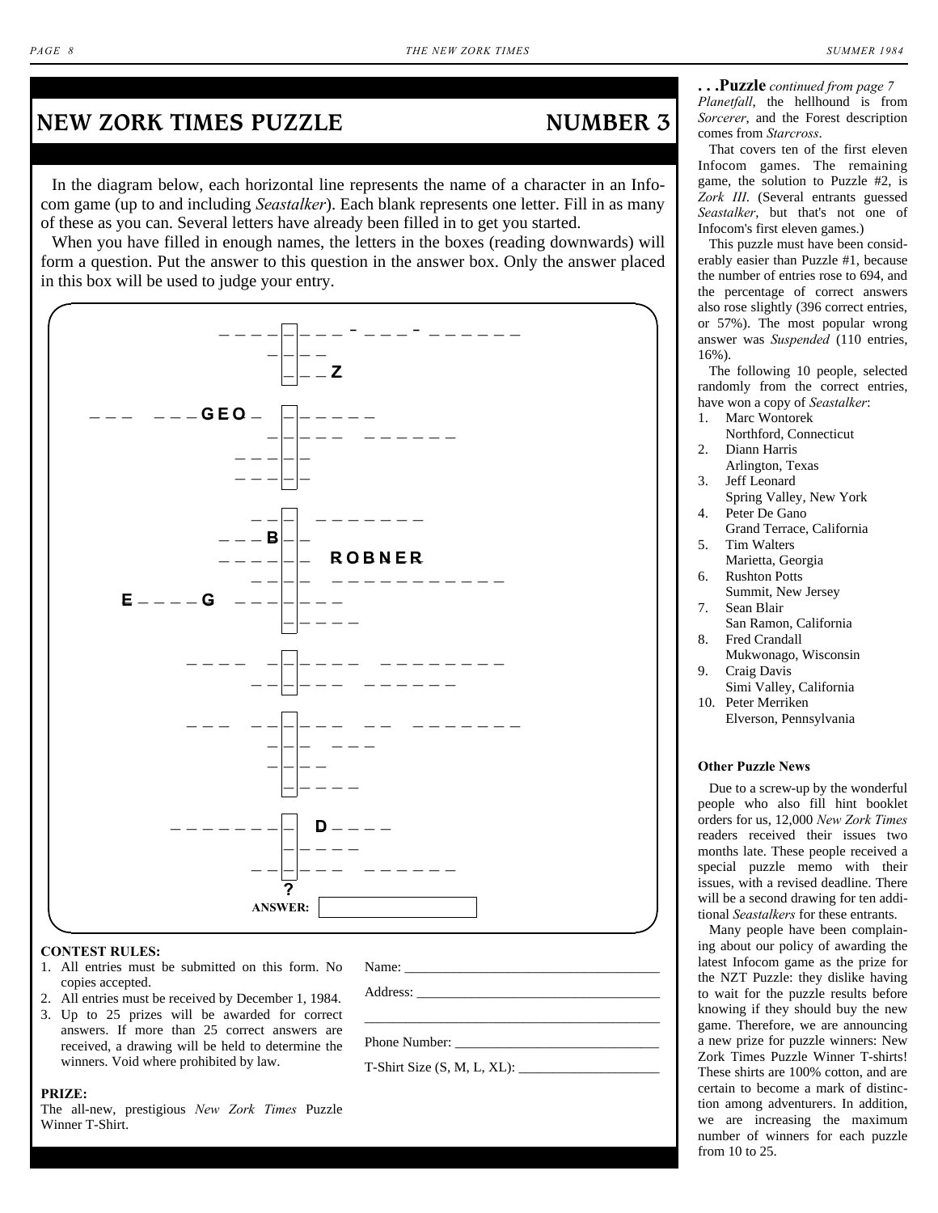# NEW ZORK TIMES PUZZLE NUMBER 3

In the diagram below, each horizontal line represents the name of a character in an Infocom game (up to and including *Seastalker*). Each blank represents one letter. Fill in as many of these as you can. Several letters have already been filled in to get you started.

When you have filled in enough names, the letters in the boxes (reading downwards) will form a question. Put the answer to this question in the answer box. Only the answer placed in this box will be used to judge your entry.

```
                    _ _ _ _[_]_ _ _ - _ _ _ - _ _ _ _ _ _
                          _[_]_ _
                           [_]_ _ Z
 _ _ _   _ _ _ G E O _     [_]_ _ _ _ _
                          _[_]_ _ _   _ _ _ _ _ _
                      _ _ _[_]_
                      _ _ _[_]_

                        _ _[_]  _ _ _ _ _ _ _
                      _ _ _[B]_ _
                    _ _ _ _[_]_   R O B N E R
                        _ _[_]_   _ _ _ _ _ _ _ _ _ _
 E _ _ _ _ G      _ _ _ _[_]_ _ _
                           [_]_ _ _ _

              _ _ _ _   _[_]_ _ _ _   _ _ _ _ _ _ _ _
                      _ _[_]_ _ _   _ _ _ _ _ _

              _ _ _   _ _[_]_ _ _   _ _   _ _ _ _ _ _ _
                        _[_]_   _ _ _
                        _[_]_ _
                         [_]_ _ _ _

            _ _ _ _ _ _ _[_]  D _ _ _ _
                         [_]_ _ _ _
                      _ _[_]_ _ _   _ _ _ _ _ _
                           ?
```

**ANSWER:** ____________________

**CONTEST RULES:**

1. All entries must be submitted on this form. No copies accepted.
2. All entries must be received by December 1, 1984.
3. Up to 25 prizes will be awarded for correct answers. If more than 25 correct answers are received, a drawing will be held to determine the winners. Void where prohibited by law.

**PRIZE:**

The all-new, prestigious *New Zork Times* Puzzle Winner T-Shirt.

Name: ____________________________________

Address: __________________________________

__________________________________________

Phone Number: _____________________________

T-Shirt Size (S, M, L, XL): ____________________

**. . .Puzzle** *continued from page 7*

*Planetfall*, the hellhound is from *Sorcerer*, and the Forest description comes from *Starcross*.

That covers ten of the first eleven Infocom games. The remaining game, the solution to Puzzle #2, is *Zork III*. (Several entrants guessed *Seastalker*, but that's not one of Infocom's first eleven games.)

This puzzle must have been considerably easier than Puzzle #1, because the number of entries rose to 694, and the percentage of correct answers also rose slightly (396 correct entries, or 57%). The most popular wrong answer was *Suspended* (110 entries, 16%).

The following 10 people, selected randomly from the correct entries, have won a copy of *Seastalker*:

1. Marc Wontorek  
   Northford, Connecticut
2. Diann Harris  
   Arlington, Texas
3. Jeff Leonard  
   Spring Valley, New York
4. Peter De Gano  
   Grand Terrace, California
5. Tim Walters  
   Marietta, Georgia
6. Rushton Potts  
   Summit, New Jersey
7. Sean Blair  
   San Ramon, California
8. Fred Crandall  
   Mukwonago, Wisconsin
9. Craig Davis  
   Simi Valley, California
10. Peter Merriken  
    Elverson, Pennsylvania

### Other Puzzle News

Due to a screw-up by the wonderful people who also fill hint booklet orders for us, 12,000 *New Zork Times* readers received their issues two months late. These people received a special puzzle memo with their issues, with a revised deadline. There will be a second drawing for ten additional *Seastalkers* for these entrants.

Many people have been complaining about our policy of awarding the latest Infocom game as the prize for the NZT Puzzle: they dislike having to wait for the puzzle results before knowing if they should buy the new game. Therefore, we are announcing a new prize for puzzle winners: New Zork Times Puzzle Winner T-shirts! These shirts are 100% cotton, and are certain to become a mark of distinction among adventurers. In addition, we are increasing the maximum number of winners for each puzzle from 10 to 25.